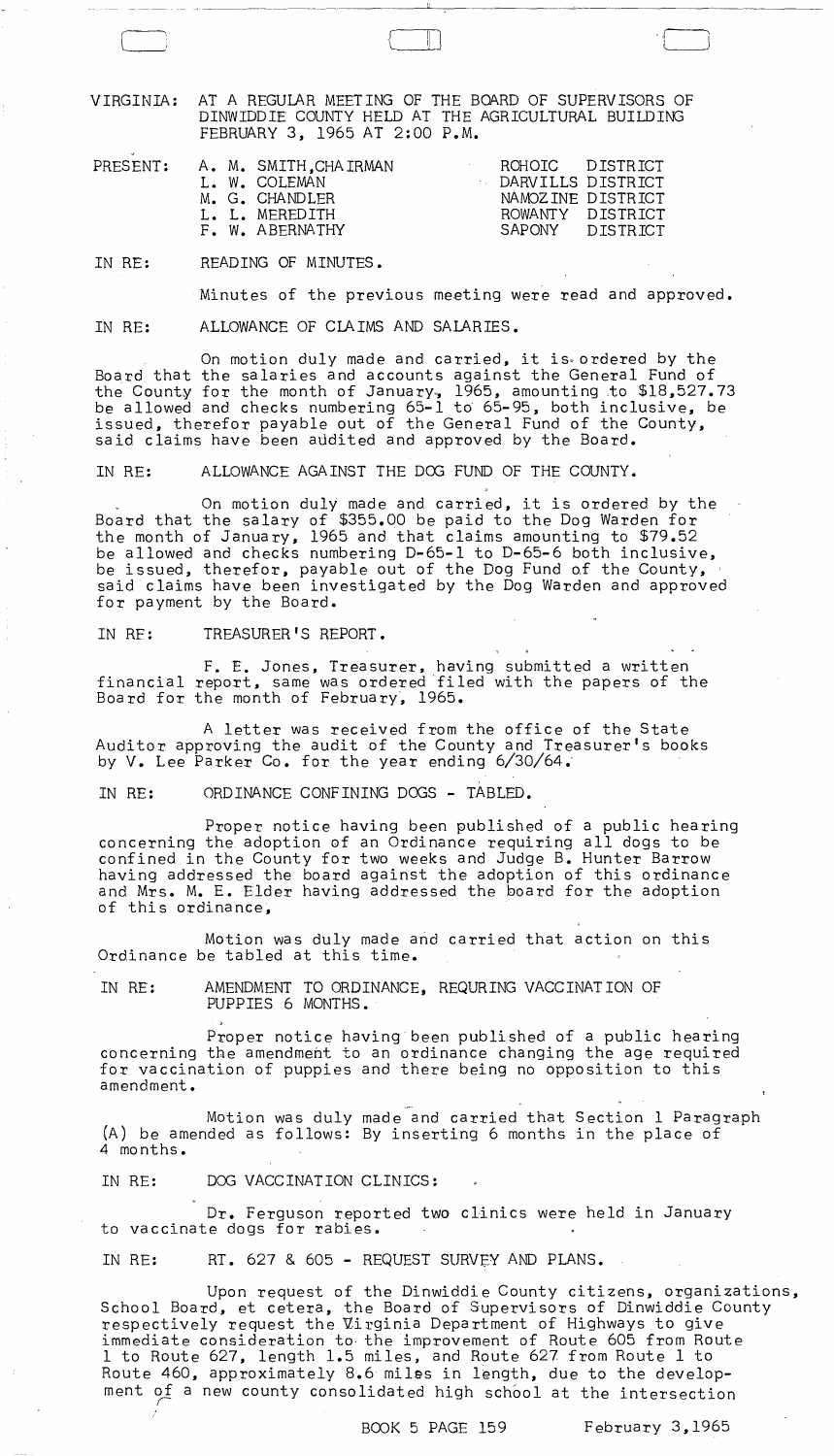VIRGINIA: AT A REGULAR MEETING OF THE BOARD OF SUPERVISORS OF DINWIDDIE COUNTY HELD AT THE AGRICULTURAL BUILDING FEBRUARY 3, 1965 AT 2:00 P.M.

| PRESENT: | | |
|---|---|---|
| | A. M. SMITH, CHAIRMAN | ROHOIC DISTRICT |
| | L. W. COLEMAN | DARVILLS DISTRICT |
| | M. G. CHANDLER | NAMOZINE DISTRICT |
| | L. L. MEREDITH | ROWANTY DISTRICT |
| | F. W. ABERNATHY | SAPONY DISTRICT |

IN RE: READING OF MINUTES.

Minutes of the previous meeting were read and approved.

IN RE: ALLOWANCE OF CLAIMS AND SALARIES.

On motion duly made and carried, it is ordered by the Board that the salaries and accounts against the General Fund of the County for the month of January, 1965, amounting to $18,527.73 be allowed and checks numbering 65-1 to 65-95, both inclusive, be issued, therefor payable out of the General Fund of the County, said claims have been audited and approved by the Board.

IN RE: ALLOWANCE AGAINST THE DOG FUND OF THE COUNTY.

On motion duly made and carried, it is ordered by the Board that the salary of $355.00 be paid to the Dog Warden for the month of January, 1965 and that claims amounting to $79.52 be allowed and checks numbering D-65-1 to D-65-6 both inclusive, be issued, therefor, payable out of the Dog Fund of the County, said claims have been investigated by the Dog Warden and approved for payment by the Board.

IN RE: TREASURER'S REPORT.

F. E. Jones, Treasurer, having submitted a written financial report, same was ordered filed with the papers of the Board for the month of February, 1965.

A letter was received from the office of the State Auditor approving the audit of the County and Treasurer's books by V. Lee Parker Co. for the year ending 6/30/64.

IN RE: ORDINANCE CONFINING DOGS - TABLED.

Proper notice having been published of a public hearing concerning the adoption of an Ordinance requiring all dogs to be confined in the County for two weeks and Judge B. Hunter Barrow having addressed the board against the adoption of this ordinance and Mrs. M. E. Elder having addressed the board for the adoption of this ordinance,

Motion was duly made and carried that action on this Ordinance be tabled at this time.

IN RE: AMENDMENT TO ORDINANCE, REQURING VACCINATION OF PUPPIES 6 MONTHS.

Proper notice having been published of a public hearing concerning the amendment to an ordinance changing the age required for vaccination of puppies and there being no opposition to this amendment.

Motion was duly made and carried that Section 1 Paragraph (A) be amended as follows: By inserting 6 months in the place of 4 months.

IN RE: DOG VACCINATION CLINICS:

Dr. Ferguson reported two clinics were held in January to vaccinate dogs for rabies.

IN RE: RT. 627 & 605 - REQUEST SURVEY AND PLANS.

Upon request of the Dinwiddie County citizens, organizations, School Board, et cetera, the Board of Supervisors of Dinwiddie County respectively request the Virginia Department of Highways to give immediate consideration to the improvement of Route 605 from Route 1 to Route 627, length 1.5 miles, and Route 627 from Route 1 to Route 460, approximately 8.6 miles in length, due to the development of a new county consolidated high school at the intersection

BOOK 5 PAGE 159 February 3,1965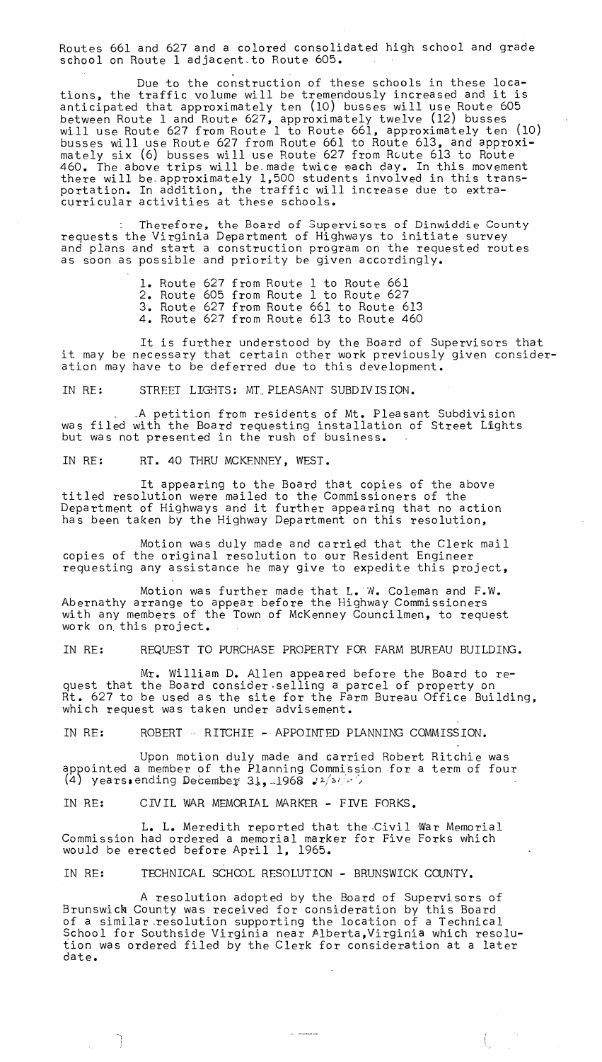Routes 661 and 627 and a colored consolidated high school and grade school on Route 1 adjacent to Route 605.

Due to the construction of these schools in these locations, the traffic volume will be tremendously increased and it is anticipated that approximately ten (10) busses will use Route 605 between Route 1 and Route 627, approximately twelve (12) busses will use Route 627 from Route 1 to Route 661, approximately ten (10) busses will use Route 627 from Route 661 to Route 613, and approximately six (6) busses will use Route 627 from Route 613 to Route 460. The above trips will be made twice each day. In this movement there will be approximately 1,500 students involved in this transportation. In addition, the traffic will increase due to extracurricular activities at these schools.

Therefore, the Board of Supervisors of Dinwiddie County requests the Virginia Department of Highways to initiate survey and plans and start a construction program on the requested routes as soon as possible and priority be given accordingly.

1. Route 627 from Route 1 to Route 661
2. Route 605 from Route 1 to Route 627
3. Route 627 from Route 661 to Route 613
4. Route 627 from Route 613 to Route 460

It is further understood by the Board of Supervisors that it may be necessary that certain other work previously given consideration may have to be deferred due to this development.

IN RE: STREET LIGHTS: MT. PLEASANT SUBDIVISION.

A petition from residents of Mt. Pleasant Subdivision was filed with the Board requesting installation of Street Lights but was not presented in the rush of business.

IN RE: RT. 40 THRU MCKENNEY, WEST.

It appearing to the Board that copies of the above titled resolution were mailed to the Commissioners of the Department of Highways and it further appearing that no action has been taken by the Highway Department on this resolution,

Motion was duly made and carried that the Clerk mail copies of the original resolution to our Resident Engineer requesting any assistance he may give to expedite this project,

Motion was further made that L. W. Coleman and F.W. Abernathy arrange to appear before the Highway Commissioners with any members of the Town of McKenney Councilmen, to request work on this project.

IN RE: REQUEST TO PURCHASE PROPERTY FOR FARM BUREAU BUILDING.

Mr. William D. Allen appeared before the Board to request that the Board consider selling a parcel of property on Rt. 627 to be used as the site for the Farm Bureau Office Building, which request was taken under advisement.

IN RE: ROBERT RITCHIE - APPOINTED PLANNING COMMISSION.

Upon motion duly made and carried Robert Ritchie was appointed a member of the Planning Commission for a term of four (4) years ending December 31, 1968

IN RE: CIVIL WAR MEMORIAL MARKER - FIVE FORKS.

L. L. Meredith reported that the Civil War Memorial Commission had ordered a memorial marker for Five Forks which would be erected before April 1, 1965.

IN RE: TECHNICAL SCHOOL RESOLUTION - BRUNSWICK COUNTY.

A resolution adopted by the Board of Supervisors of Brunswick County was received for consideration by this Board of a similar resolution supporting the location of a Technical School for Southside Virginia near Alberta, Virginia which resolution was ordered filed by the Clerk for consideration at a later date.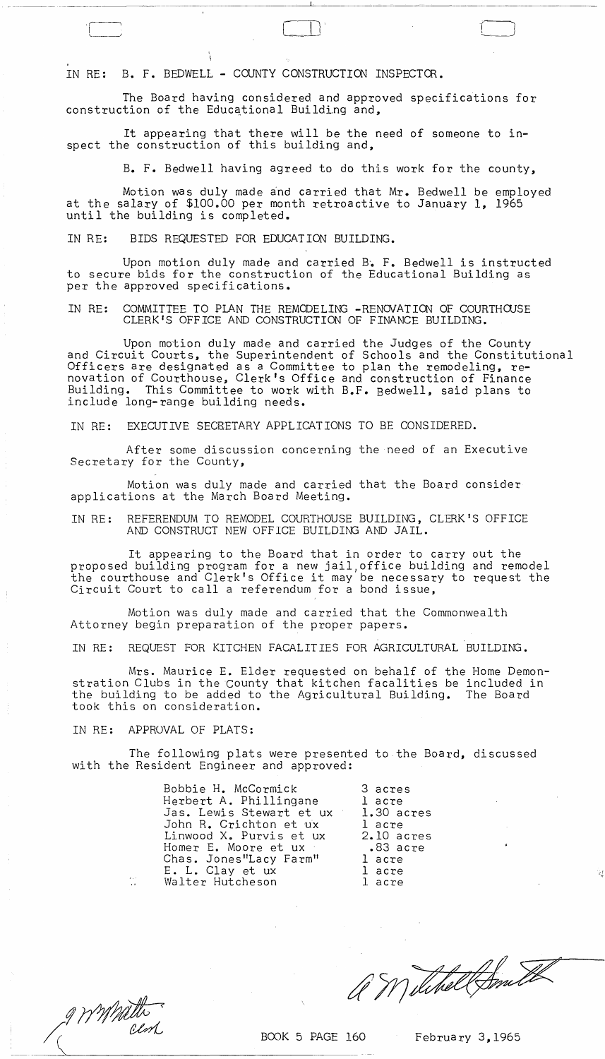IN RE: B. F. BEDWELL - COUNTY CONSTRUCTION INSPECTOR.

The Board having considered and approved specifications for construction of the Educational Building and,

It appearing that there will be the need of someone to inspect the construction of this building and,

B. F. Bedwell having agreed to do this work for the county,

Motion was duly made and carried that Mr. Bedwell be employed at the salary of $100.00 per month retroactive to January 1, 1965 until the building is completed.

IN RE: BIDS REQUESTED FOR EDUCATION BUILDING.

Upon motion duly made and carried B. F. Bedwell is instructed to secure bids for the construction of the Educational Building as per the approved specifications.

IN RE: COMMITTEE TO PLAN THE REMODELING -RENOVATION OF COURTHOUSE CLERK'S OFFICE AND CONSTRUCTION OF FINANCE BUILDING.

Upon motion duly made and carried the Judges of the County and Circuit Courts, the Superintendent of Schools and the Constitutional Officers are designated as a Committee to plan the remodeling, renovation of Courthouse, Clerk's Office and construction of Finance Building. This Committee to work with B.F. Bedwell, said plans to include long-range building needs.

IN RE: EXECUTIVE SECRETARY APPLICATIONS TO BE CONSIDERED.

After some discussion concerning the need of an Executive Secretary for the County,

Motion was duly made and carried that the Board consider applications at the March Board Meeting.

IN RE: REFERENDUM TO REMODEL COURTHOUSE BUILDING, CLERK'S OFFICE AND CONSTRUCT NEW OFFICE BUILDING AND JAIL.

It appearing to the Board that in order to carry out the proposed building program for a new jail, office building and remodel the courthouse and Clerk's Office it may be necessary to request the Circuit Court to call a referendum for a bond issue,

Motion was duly made and carried that the Commonwealth Attorney begin preparation of the proper papers.

IN RE: REQUEST FOR KITCHEN FACALITIES FOR AGRICULTURAL BUILDING.

Mrs. Maurice E. Elder requested on behalf of the Home Demonstration Clubs in the County that kitchen facalities be included in the building to be added to the Agricultural Building. The Board took this on consideration.

IN RE: APPROVAL OF PLATS:

The following plats were presented to the Board, discussed with the Resident Engineer and approved:

| | |
|---|---|
| Bobbie H. McCormick | 3 acres |
| Herbert A. Phillingane | 1 acre |
| Jas. Lewis Stewart et ux | 1.30 acres |
| John R. Crichton et ux | 1 acre |
| Linwood X. Purvis et ux | 2.10 acres |
| Homer E. Moore et ux | .83 acre |
| Chas. Jones "Lacy Farm" | 1 acre |
| E. L. Clay et ux | 1 acre |
| Walter Hutcheson | 1 acre |

A Mitchell Smith

J M Smith
Clerk

BOOK 5 PAGE 160 February 3, 1965